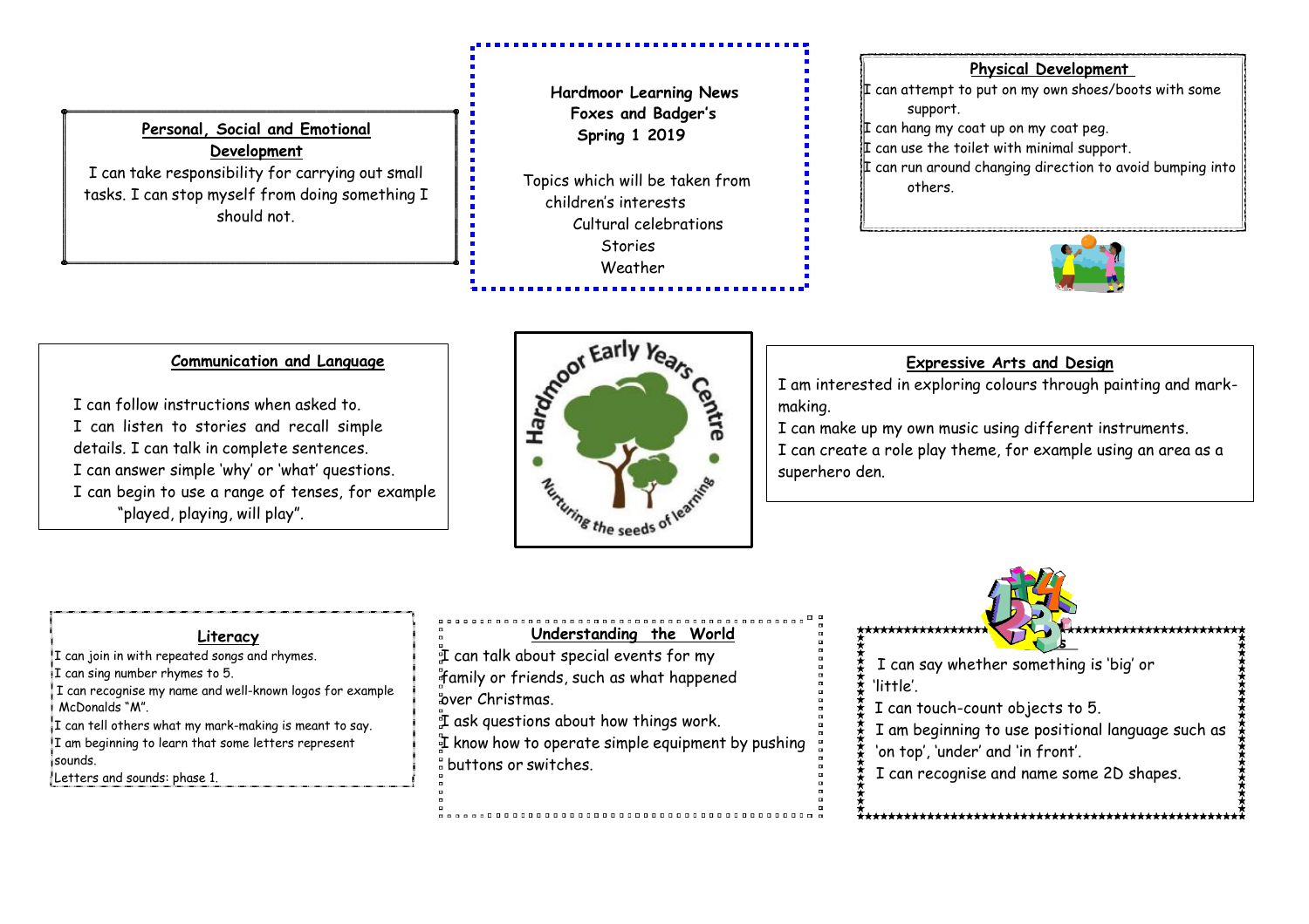# Hardmoor Learning News

**Foxes and Badger's**

**Spring 1 2019**

Topics which will be taken from children's interests

Cultural celebrations

Stories

Weather

## Personal, Social and Emotional Development

I can take responsibility for carrying out small tasks. I can stop myself from doing something I should not.

## Physical Development

I can attempt to put on my own shoes/boots with some support.

I can hang my coat up on my coat peg.

I can use the toilet with minimal support.

I can run around changing direction to avoid bumping into others.

## Communication and Language

I can follow instructions when asked to.

I can listen to stories and recall simple details. I can talk in complete sentences.

I can answer simple 'why' or 'what' questions.

I can begin to use a range of tenses, for example "played, playing, will play".

Hardmoor Early Years Centre

Nurturing the seeds of learning

## Expressive Arts and Design

I am interested in exploring colours through painting and mark-making.

I can make up my own music using different instruments.

I can create a role play theme, for example using an area as a superhero den.

## Literacy

I can join in with repeated songs and rhymes.

I can sing number rhymes to 5.

I can recognise my name and well-known logos for example McDonalds "M".

I can tell others what my mark-making is meant to say.

I am beginning to learn that some letters represent sounds.

Letters and sounds: phase 1.

## Understanding the World

I can talk about special events for my family or friends, such as what happened over Christmas.

I ask questions about how things work.

I know how to operate simple equipment by pushing buttons or switches.

## Mathematics

I can say whether something is 'big' or 'little'.

I can touch-count objects to 5.

I am beginning to use positional language such as 'on top', 'under' and 'in front'.

I can recognise and name some 2D shapes.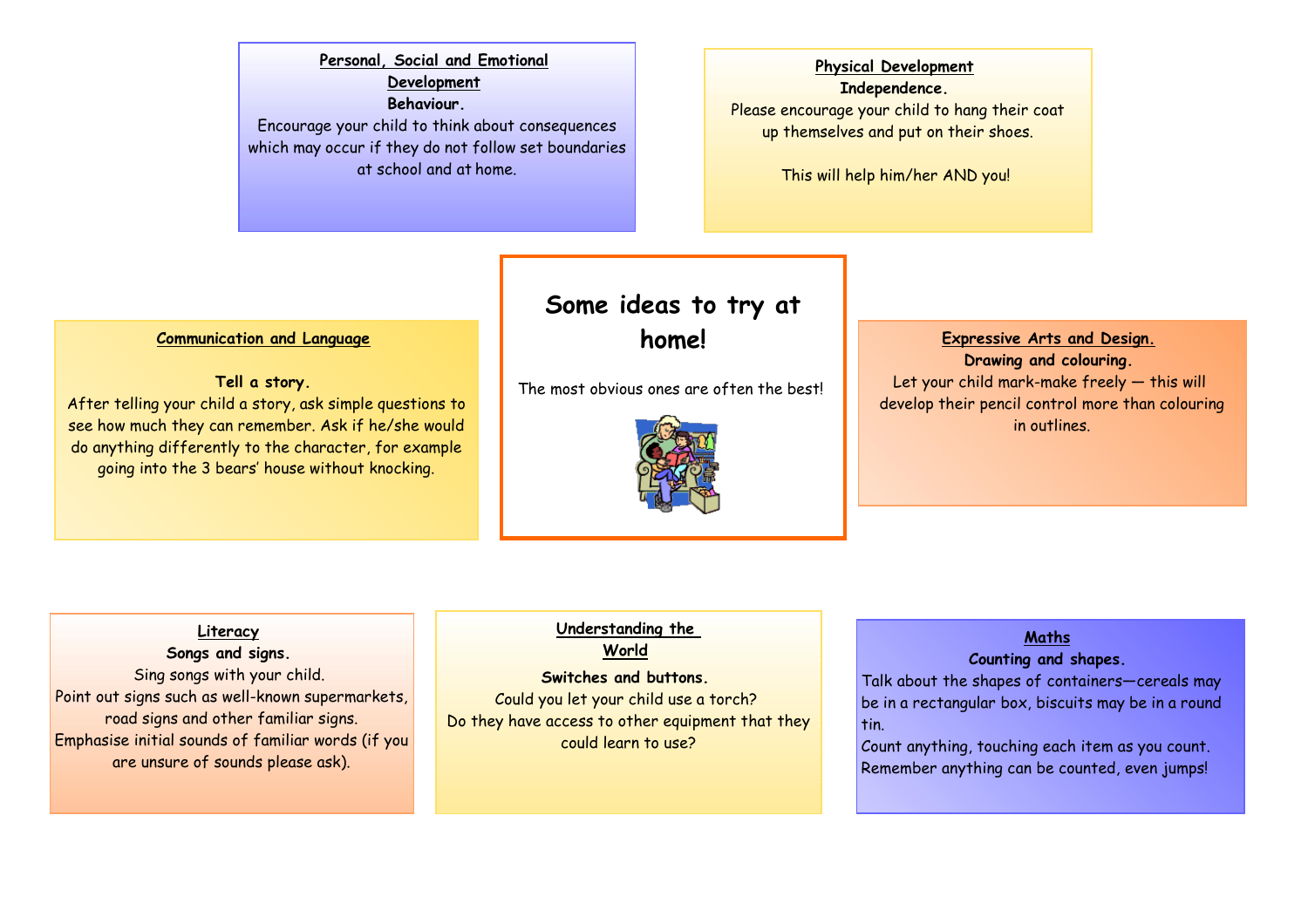# Some ideas to try at home!

The most obvious ones are often the best!

## Personal, Social and Emotional Development

**Behaviour.**

Encourage your child to think about consequences which may occur if they do not follow set boundaries at school and at home.

## Physical Development

**Independence.**

Please encourage your child to hang their coat up themselves and put on their shoes.

This will help him/her AND you!

## Communication and Language

**Tell a story.**

After telling your child a story, ask simple questions to see how much they can remember. Ask if he/she would do anything differently to the character, for example going into the 3 bears' house without knocking.

## Expressive Arts and Design.

**Drawing and colouring.**

Let your child mark-make freely — this will develop their pencil control more than colouring in outlines.

## Literacy

**Songs and signs.**

Sing songs with your child.
Point out signs such as well-known supermarkets, road signs and other familiar signs.
Emphasise initial sounds of familiar words (if you are unsure of sounds please ask).

## Understanding the World

**Switches and buttons.**

Could you let your child use a torch?
Do they have access to other equipment that they could learn to use?

## Maths

**Counting and shapes.**

Talk about the shapes of containers—cereals may be in a rectangular box, biscuits may be in a round tin.
Count anything, touching each item as you count.
Remember anything can be counted, even jumps!